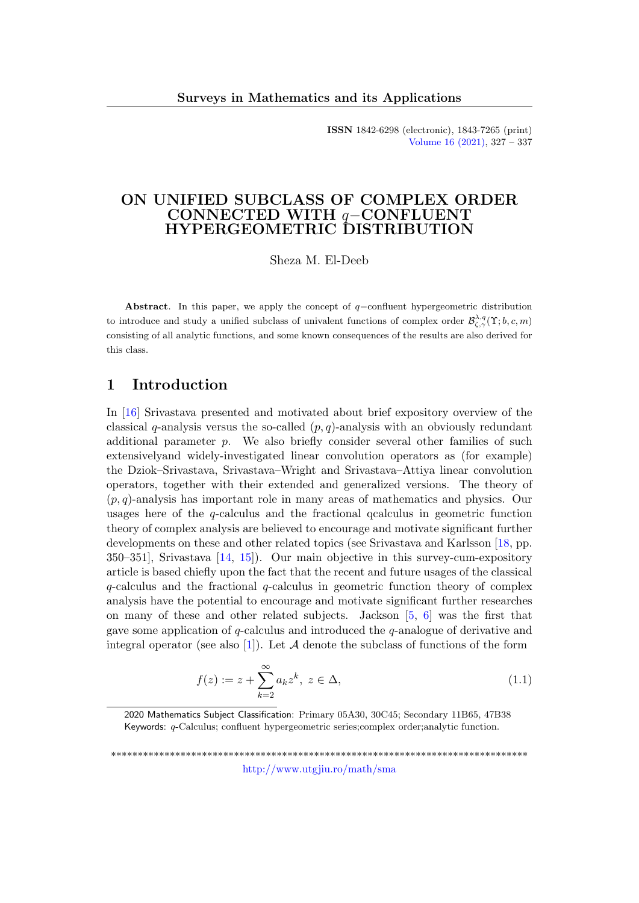# ON UNIFIED SUBCLASS OF COMPLEX ORDER CONNECTED WITH $q-$CONFLUENT HYPERGEOMETRIC DISTRIBUTION

Sheza M. El-Deeb

**Abstract**. In this paper, we apply the concept of $q-$confluent hypergeometric distribution to introduce and study a unified subclass of univalent functions of complex order $\mathcal{B}_{\zeta,\gamma}^{\lambda,q}(\Upsilon;b,c,m)$ consisting of all analytic functions, and some known consequences of the results are also derived for this class.

## 1 Introduction

In [16] Srivastava presented and motivated about brief expository overview of the classical $q$-analysis versus the so-called $(p,q)$-analysis with an obviously redundant additional parameter $p$. We also briefly consider several other families of such extensivelyand widely-investigated linear convolution operators as (for example) the Dziok–Srivastava, Srivastava–Wright and Srivastava–Attiya linear convolution operators, together with their extended and generalized versions. The theory of $(p,q)$-analysis has important role in many areas of mathematics and physics. Our usages here of the $q$-calculus and the fractional qcalculus in geometric function theory of complex analysis are believed to encourage and motivate significant further developments on these and other related topics (see Srivastava and Karlsson [18, pp. 350–351], Srivastava [14, 15]). Our main objective in this survey-cum-expository article is based chiefly upon the fact that the recent and future usages of the classical $q$-calculus and the fractional $q$-calculus in geometric function theory of complex analysis have the potential to encourage and motivate significant further researches on many of these and other related subjects. Jackson [5, 6] was the first that gave some application of $q$-calculus and introduced the $q$-analogue of derivative and integral operator (see also [1]). Let $\mathcal{A}$ denote the subclass of functions of the form

$$f(z) := z + \sum_{k=2}^{\infty} a_k z^k,\ z \in \Delta, \tag{1.1}$$

2020 Mathematics Subject Classification: Primary 05A30, 30C45; Secondary 11B65, 47B38
Keywords: $q$-Calculus; confluent hypergeometric series;complex order;analytic function.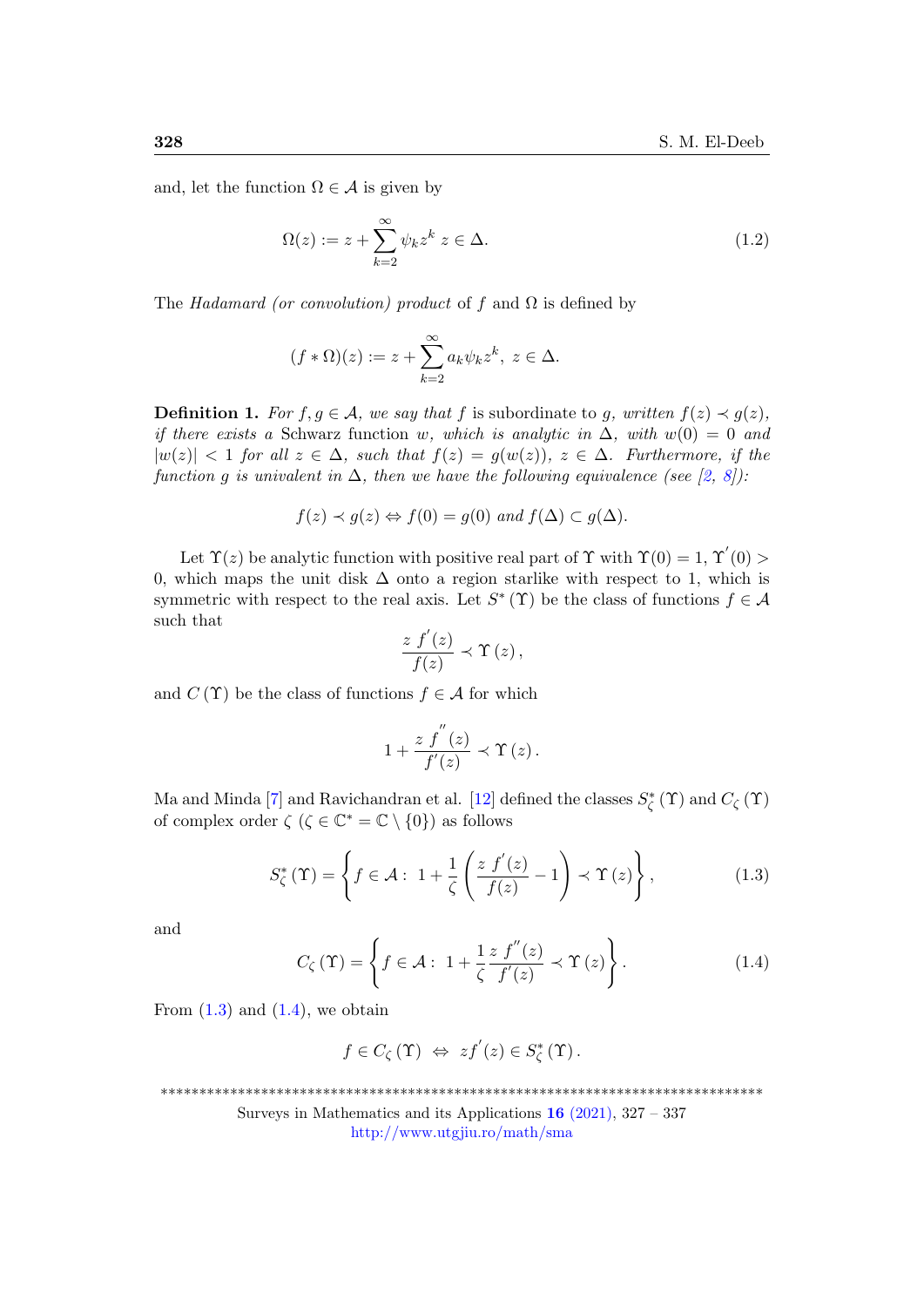and, let the function $\Omega \in \mathcal{A}$ is given by

$$\Omega(z) := z + \sum_{k=2}^{\infty} \psi_k z^k \; z \in \Delta. \tag{1.2}$$

The *Hadamard (or convolution) product* of $f$ and $\Omega$ is defined by

$$(f * \Omega)(z) := z + \sum_{k=2}^{\infty} a_k \psi_k z^k, \; z \in \Delta.$$

**Definition 1.** *For $f, g \in \mathcal{A}$, we say that $f$* is subordinate to *$g$, written $f(z) \prec g(z)$, if there exists a* Schwarz function *$w$, which is analytic in $\Delta$, with $w(0) = 0$ and $|w(z)| < 1$ for all $z \in \Delta$, such that $f(z) = g(w(z))$, $z \in \Delta$. Furthermore, if the function $g$ is univalent in $\Delta$, then we have the following equivalence (see [2, 8]):*

$$f(z) \prec g(z) \Leftrightarrow f(0) = g(0) \text{ and } f(\Delta) \subset g(\Delta).$$

Let $\Upsilon(z)$ be analytic function with positive real part of $\Upsilon$ with $\Upsilon(0) = 1$, $\Upsilon'(0) > 0$, which maps the unit disk $\Delta$ onto a region starlike with respect to 1, which is symmetric with respect to the real axis. Let $S^*(\Upsilon)$ be the class of functions $f \in \mathcal{A}$ such that

$$\frac{z\, f'(z)}{f(z)} \prec \Upsilon(z),$$

and $C(\Upsilon)$ be the class of functions $f \in \mathcal{A}$ for which

$$1 + \frac{z\, f''(z)}{f'(z)} \prec \Upsilon(z).$$

Ma and Minda [7] and Ravichandran et al. [12] defined the classes $S^*_\zeta(\Upsilon)$ and $C_\zeta(\Upsilon)$ of complex order $\zeta$ $(\zeta \in \mathbb{C}^* = \mathbb{C} \setminus \{0\})$ as follows

$$S^*_\zeta(\Upsilon) = \left\{ f \in \mathcal{A} : \; 1 + \frac{1}{\zeta}\left( \frac{z\, f'(z)}{f(z)} - 1 \right) \prec \Upsilon(z) \right\}, \tag{1.3}$$

and

$$C_\zeta(\Upsilon) = \left\{ f \in \mathcal{A} : \; 1 + \frac{1}{\zeta} \frac{z\, f''(z)}{f'(z)} \prec \Upsilon(z) \right\}. \tag{1.4}$$

From (1.3) and (1.4), we obtain

$$f \in C_\zeta(\Upsilon) \; \Leftrightarrow \; zf'(z) \in S^*_\zeta(\Upsilon).$$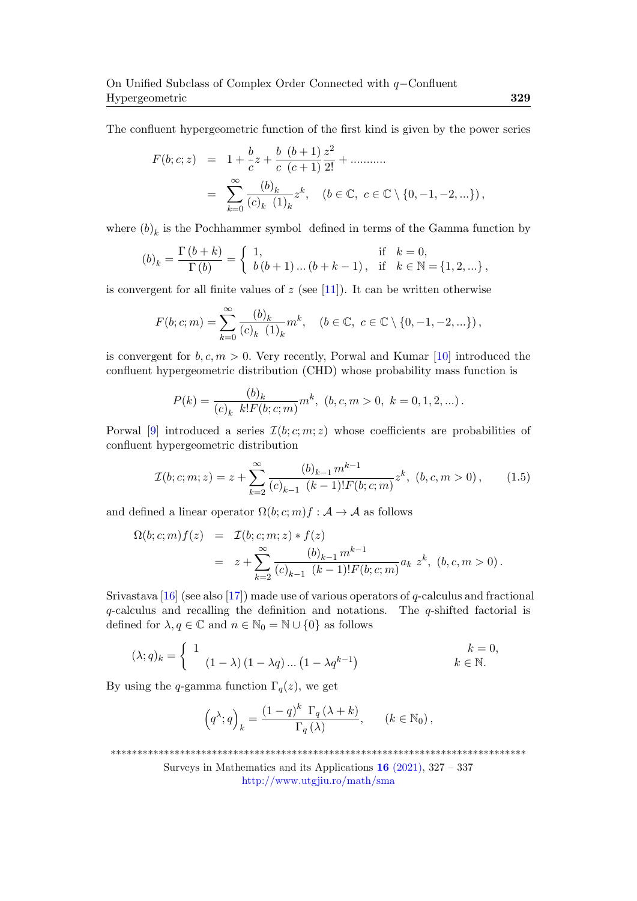The confluent hypergeometric function of the first kind is given by the power series

$$
\begin{aligned}
F(b;c;z) &= 1+\frac{b}{c}z+\frac{b\ \left(b+1\right)}{c\ \left(c+1\right)}\frac{z^{2}}{2!}+\text{..........} \\
&= \sum_{k=0}^{\infty}\frac{\left(b\right)_{k}}{\left(c\right)_{k}\ \left(1\right)_{k}}z^{k}, \quad \left(b\in\mathbb{C},\ c\in\mathbb{C}\setminus\{0,-1,-2,...\}\right),
\end{aligned}
$$

where $(b)_k$ is the Pochhammer symbol defined in terms of the Gamma function by

$$
(b)_k=\frac{\Gamma\left(b+k\right)}{\Gamma\left(b\right)}=\begin{cases} 1, & \text{if} \quad k=0, \\ b\left(b+1\right)...\left(b+k-1\right), & \text{if} \quad k\in\mathbb{N}=\{1,2,...\}, \end{cases}
$$

is convergent for all finite values of $z$ (see [11]). It can be written otherwise

$$
F(b;c;m)=\sum_{k=0}^{\infty}\frac{\left(b\right)_{k}}{\left(c\right)_{k}\ \left(1\right)_{k}}m^{k}, \quad \left(b\in\mathbb{C},\ c\in\mathbb{C}\setminus\{0,-1,-2,...\}\right),
$$

is convergent for $b,c,m>0$. Very recently, Porwal and Kumar [10] introduced the confluent hypergeometric distribution (CHD) whose probability mass function is

$$
P(k)=\frac{\left(b\right)_{k}}{\left(c\right)_{k}\ k!F(b;c;m)}m^{k},\ \left(b,c,m>0,\ k=0,1,2,...\right).
$$

Porwal [9] introduced a series $\mathcal{I}(b;c;m;z)$ whose coefficients are probabilities of confluent hypergeometric distribution

$$
\mathcal{I}(b;c;m;z)=z+\sum_{k=2}^{\infty}\frac{\left(b\right)_{k-1}m^{k-1}}{\left(c\right)_{k-1}\ (k-1)!F(b;c;m)}z^{k},\ \left(b,c,m>0\right), \tag{1.5}
$$

and defined a linear operator $\Omega(b;c;m)f:\mathcal{A}\to\mathcal{A}$ as follows

$$
\begin{aligned}
\Omega(b;c;m)f(z) &= \mathcal{I}(b;c;m;z)*f(z) \\
&= z+\sum_{k=2}^{\infty}\frac{\left(b\right)_{k-1}m^{k-1}}{\left(c\right)_{k-1}\ (k-1)!F(b;c;m)}a_{k}\ z^{k},\ \left(b,c,m>0\right).
\end{aligned}
$$

Srivastava [16] (see also [17]) made use of various operators of $q$-calculus and fractional $q$-calculus and recalling the definition and notations. The $q$-shifted factorial is defined for $\lambda,q\in\mathbb{C}$ and $n\in\mathbb{N}_0=\mathbb{N}\cup\{0\}$ as follows

$$
(\lambda;q)_k=\begin{cases} 1 & k=0, \\ \left(1-\lambda\right)\left(1-\lambda q\right)...\left(1-\lambda q^{k-1}\right) & k\in\mathbb{N}. \end{cases}
$$

By using the $q$-gamma function $\Gamma_q(z)$, we get

$$
\left(q^{\lambda};q\right)_{k}=\frac{\left(1-q\right)^{k}\ \Gamma_{q}\left(\lambda+k\right)}{\Gamma_{q}\left(\lambda\right)}, \qquad \left(k\in\mathbb{N}_0\right),
$$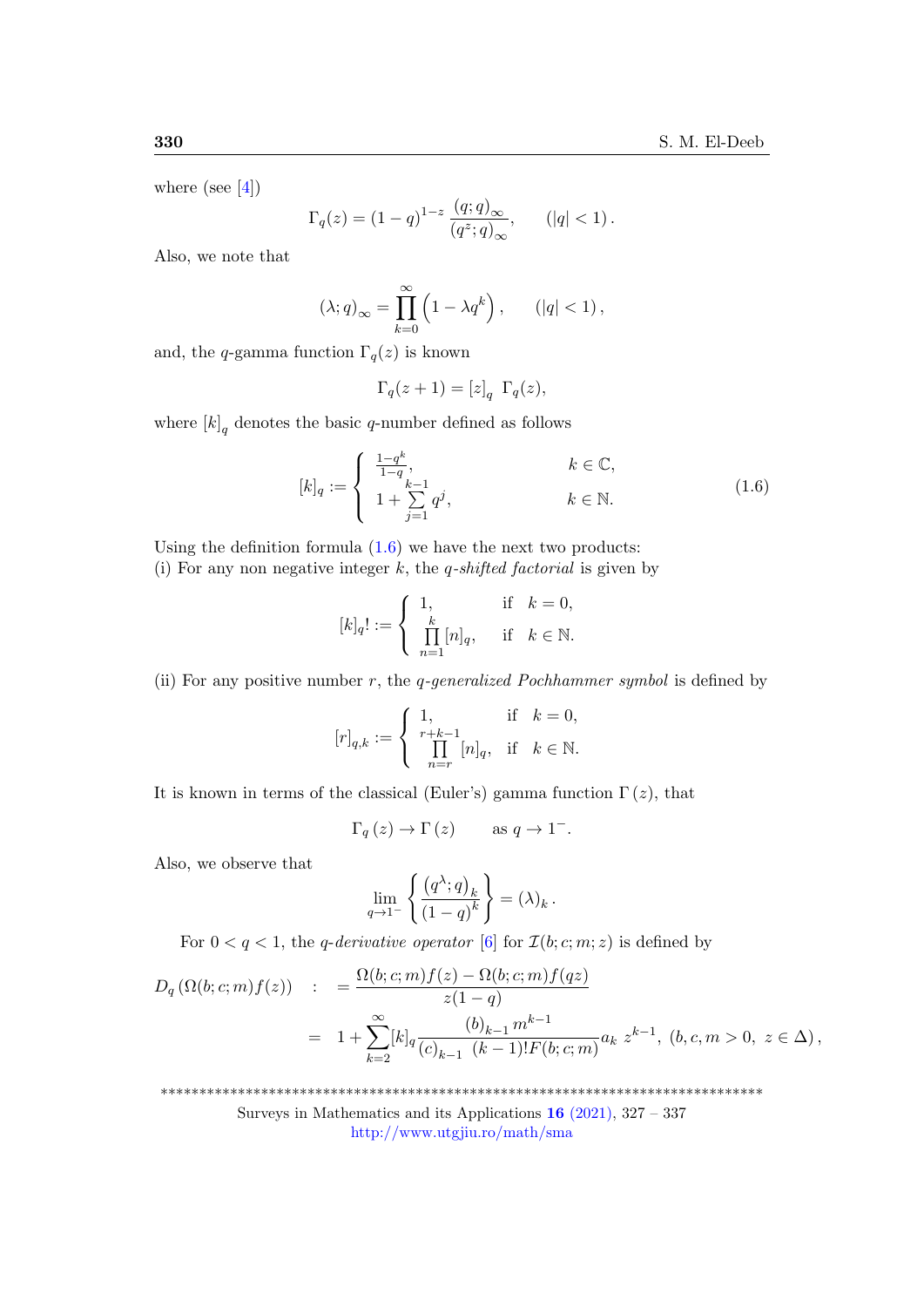where (see [4])

$$\Gamma_q(z) = (1-q)^{1-z} \, \frac{(q;q)_\infty}{(q^z;q)_\infty}, \qquad (|q|<1).$$

Also, we note that

$$(\lambda;q)_\infty = \prod_{k=0}^{\infty} \left(1-\lambda q^k\right), \qquad (|q|<1),$$

and, the $q$-gamma function $\Gamma_q(z)$ is known

$$\Gamma_q(z+1) = [z]_q \; \Gamma_q(z),$$

where $[k]_q$ denotes the basic $q$-number defined as follows

$$[k]_q := \begin{cases} \frac{1-q^k}{1-q}, & k \in \mathbb{C}, \\ 1 + \sum\limits_{j=1}^{k-1} q^j, & k \in \mathbb{N}. \end{cases} \tag{1.6}$$

Using the definition formula (1.6) we have the next two products:
(i) For any non negative integer $k$, the *$q$-shifted factorial* is given by

$$[k]_q! := \begin{cases} 1, & \text{if} \quad k=0, \\ \prod\limits_{n=1}^{k} [n]_q, & \text{if} \quad k \in \mathbb{N}. \end{cases}$$

(ii) For any positive number $r$, the *$q$-generalized Pochhammer symbol* is defined by

$$[r]_{q,k} := \begin{cases} 1, & \text{if} \quad k=0, \\ \prod\limits_{n=r}^{r+k-1} [n]_q, & \text{if} \quad k \in \mathbb{N}. \end{cases}$$

It is known in terms of the classical (Euler's) gamma function $\Gamma(z)$, that

$$\Gamma_q(z) \to \Gamma(z) \qquad \text{as } q \to 1^-.$$

Also, we observe that

$$\lim_{q \to 1^-} \left\{ \frac{\left(q^\lambda;q\right)_k}{(1-q)^k} \right\} = (\lambda)_k \, .$$

For $0<q<1$, the *$q$-derivative operator* [6] for $\mathcal{I}(b;c;m;z)$ is defined by

$$\begin{aligned} D_q\left(\Omega(b;c;m)f(z)\right) \quad &: = \frac{\Omega(b;c;m)f(z) - \Omega(b;c;m)f(qz)}{z(1-q)} \\ &= \; 1 + \sum_{k=2}^{\infty} [k]_q \frac{(b)_{k-1}\, m^{k-1}}{(c)_{k-1} \; (k-1)! F(b;c;m)} a_k \; z^{k-1}, \; (b,c,m>0, \; z \in \Delta), \end{aligned}$$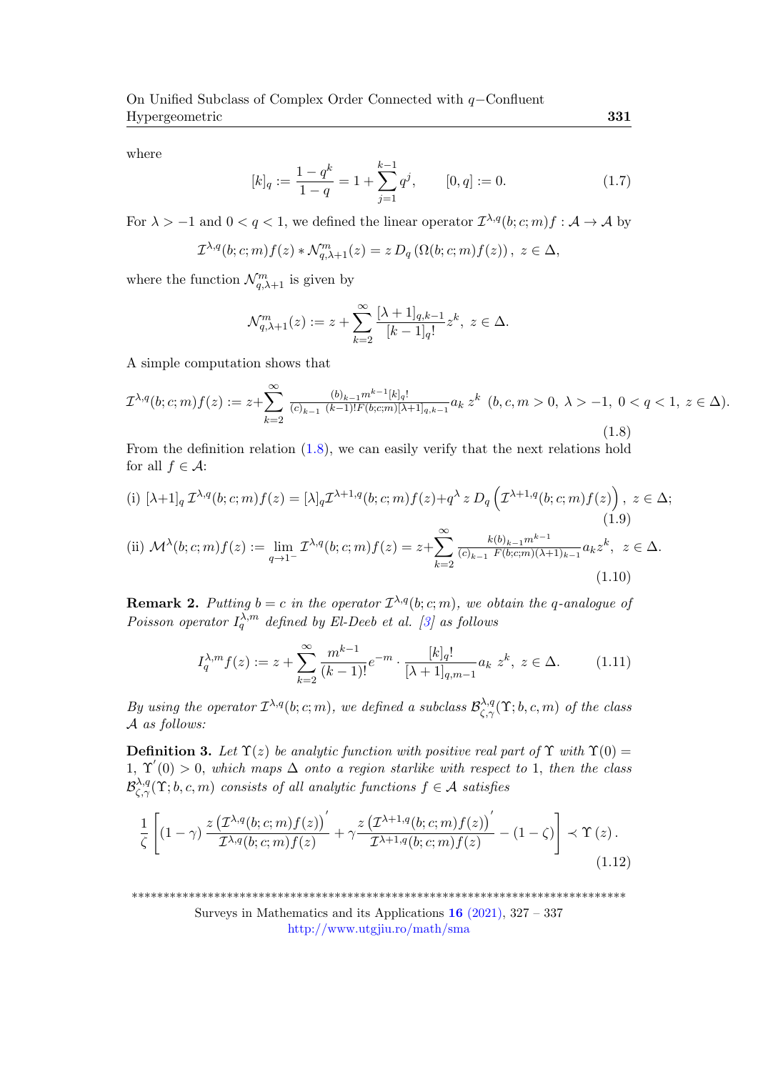where

$$[k]_q := \frac{1-q^k}{1-q} = 1 + \sum_{j=1}^{k-1} q^j, \qquad [0,q] := 0. \tag{1.7}$$

For $\lambda > -1$ and $0 < q < 1$, we defined the linear operator $\mathcal{I}^{\lambda,q}(b;c;m)f : \mathcal{A} \to \mathcal{A}$ by

$$\mathcal{I}^{\lambda,q}(b;c;m)f(z) * \mathcal{N}^m_{q,\lambda+1}(z) = z\, D_q\left(\Omega(b;c;m)f(z)\right),\ z \in \Delta,$$

where the function $\mathcal{N}^m_{q,\lambda+1}$ is given by

$$\mathcal{N}^m_{q,\lambda+1}(z) := z + \sum_{k=2}^{\infty} \frac{[\lambda+1]_{q,k-1}}{[k-1]_q!} z^k,\ z \in \Delta.$$

A simple computation shows that

$$\mathcal{I}^{\lambda,q}(b;c;m)f(z) := z + \sum_{k=2}^{\infty} \frac{(b)_{k-1} m^{k-1} [k]_q!}{(c)_{k-1}\ (k-1)! F(b;c;m) [\lambda+1]_{q,k-1}} a_k\, z^k \ \ (b,c,m>0,\ \lambda>-1,\ 0<q<1,\ z\in\Delta). \tag{1.8}$$

From the definition relation (1.8), we can easily verify that the next relations hold for all $f \in \mathcal{A}$:

(i) $$[\lambda+1]_q\, \mathcal{I}^{\lambda,q}(b;c;m)f(z) = [\lambda]_q \mathcal{I}^{\lambda+1,q}(b;c;m)f(z) + q^\lambda\, z\, D_q\left(\mathcal{I}^{\lambda+1,q}(b;c;m)f(z)\right),\ z \in \Delta; \tag{1.9}$$

(ii) $$\mathcal{M}^\lambda(b;c;m)f(z) := \lim_{q\to 1^-} \mathcal{I}^{\lambda,q}(b;c;m)f(z) = z + \sum_{k=2}^{\infty} \frac{k(b)_{k-1} m^{k-1}}{(c)_{k-1}\ F(b;c;m)(\lambda+1)_{k-1}} a_k z^k,\ z \in \Delta. \tag{1.10}$$

**Remark 2.** *Putting $b = c$ in the operator $\mathcal{I}^{\lambda,q}(b;c;m)$, we obtain the q-analogue of Poisson operator $I_q^{\lambda,m}$ defined by El-Deeb et al. [3] as follows*

$$I_q^{\lambda,m} f(z) := z + \sum_{k=2}^{\infty} \frac{m^{k-1}}{(k-1)!} e^{-m} \cdot \frac{[k]_q!}{[\lambda+1]_{q,m-1}} a_k\, z^k,\ z \in \Delta. \tag{1.11}$$

*By using the operator $\mathcal{I}^{\lambda,q}(b;c;m)$, we defined a subclass $\mathcal{B}^{\lambda,q}_{\zeta,\gamma}(\Upsilon;b,c,m)$ of the class $\mathcal{A}$ as follows:*

**Definition 3.** *Let $\Upsilon(z)$ be analytic function with positive real part of $\Upsilon$ with $\Upsilon(0) = 1$, $\Upsilon'(0) > 0$, which maps $\Delta$ onto a region starlike with respect to 1, then the class $\mathcal{B}^{\lambda,q}_{\zeta,\gamma}(\Upsilon;b,c,m)$ consists of all analytic functions $f \in \mathcal{A}$ satisfies*

$$\frac{1}{\zeta}\left[(1-\gamma)\frac{z\left(\mathcal{I}^{\lambda,q}(b;c;m)f(z)\right)'}{\mathcal{I}^{\lambda,q}(b;c;m)f(z)} + \gamma\frac{z\left(\mathcal{I}^{\lambda+1,q}(b;c;m)f(z)\right)'}{\mathcal{I}^{\lambda+1,q}(b;c;m)f(z)} - (1-\zeta)\right] \prec \Upsilon(z). \tag{1.12}$$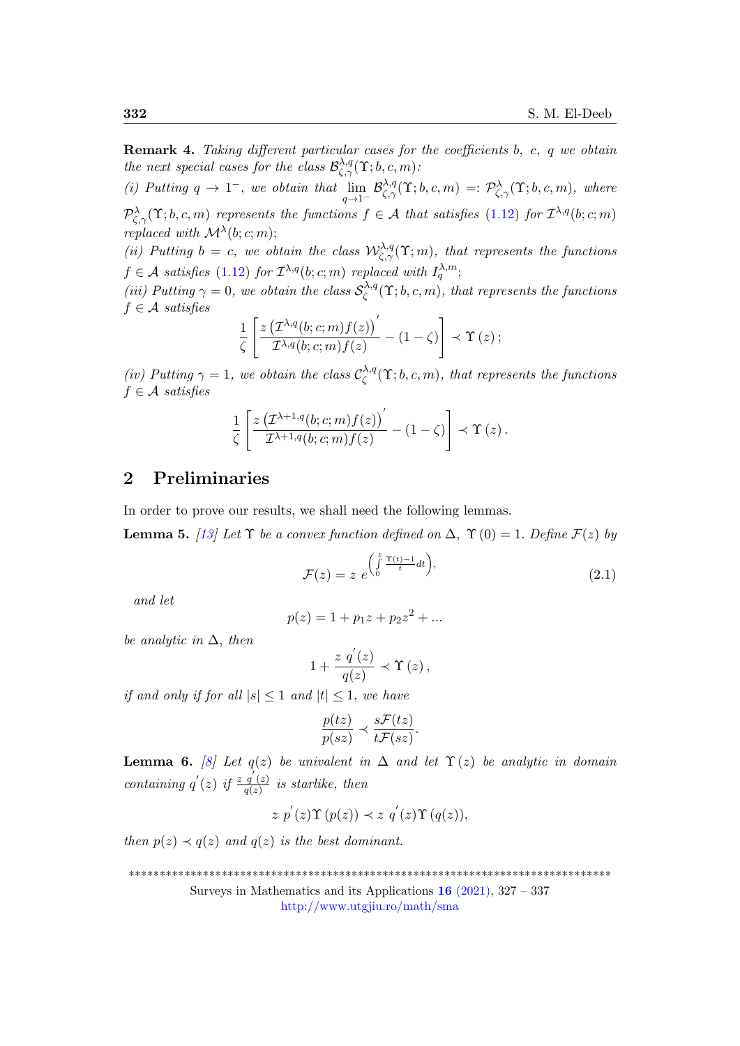**Remark 4.** *Taking different particular cases for the coefficients $b$, $c$, $q$ we obtain the next special cases for the class $\mathcal{B}_{\zeta,\gamma}^{\lambda,q}(\Upsilon; b, c, m)$:*

*(i) Putting $q \to 1^-$, we obtain that $\lim\limits_{q\to 1^-} \mathcal{B}_{\zeta,\gamma}^{\lambda,q}(\Upsilon; b, c, m) =: \mathcal{P}_{\zeta,\gamma}^{\lambda}(\Upsilon; b, c, m)$, where $\mathcal{P}_{\zeta,\gamma}^{\lambda}(\Upsilon; b, c, m)$ represents the functions $f \in \mathcal{A}$ that satisfies (1.12) for $\mathcal{I}^{\lambda,q}(b; c; m)$ replaced with $\mathcal{M}^{\lambda}(b; c; m)$;*

*(ii) Putting $b = c$, we obtain the class $\mathcal{W}_{\zeta,\gamma}^{\lambda,q}(\Upsilon; m)$, that represents the functions $f \in \mathcal{A}$ satisfies (1.12) for $\mathcal{I}^{\lambda,q}(b; c; m)$ replaced with $I_q^{\lambda,m}$;*

*(iii) Putting $\gamma = 0$, we obtain the class $\mathcal{S}_{\zeta}^{\lambda,q}(\Upsilon; b, c, m)$, that represents the functions $f \in \mathcal{A}$ satisfies*

$$\frac{1}{\zeta}\left[\frac{z\left(\mathcal{I}^{\lambda,q}(b; c; m)f(z)\right)'}{\mathcal{I}^{\lambda,q}(b; c; m)f(z)} - (1-\zeta)\right] \prec \Upsilon(z);$$

*(iv) Putting $\gamma = 1$, we obtain the class $\mathcal{C}_{\zeta}^{\lambda,q}(\Upsilon; b, c, m)$, that represents the functions $f \in \mathcal{A}$ satisfies*

$$\frac{1}{\zeta}\left[\frac{z\left(\mathcal{I}^{\lambda+1,q}(b; c; m)f(z)\right)'}{\mathcal{I}^{\lambda+1,q}(b; c; m)f(z)} - (1-\zeta)\right] \prec \Upsilon(z).$$

## 2 Preliminaries

In order to prove our results, we shall need the following lemmas.

**Lemma 5.** *[13] Let $\Upsilon$ be a convex function defined on $\Delta$, $\Upsilon(0) = 1$. Define $\mathcal{F}(z)$ by*

$$\mathcal{F}(z) = z\, e^{\left(\int\limits_0^z \frac{\Upsilon(t)-1}{t}dt\right)}, \tag{2.1}$$

*and let*

$$p(z) = 1 + p_1 z + p_2 z^2 + \ldots$$

*be analytic in $\Delta$, then*

$$1 + \frac{z\, q'(z)}{q(z)} \prec \Upsilon(z),$$

*if and only if for all $|s| \leq 1$ and $|t| \leq 1$, we have*

$$\frac{p(tz)}{p(sz)} \prec \frac{s\mathcal{F}(tz)}{t\mathcal{F}(sz)}.$$

**Lemma 6.** *[8] Let $q(z)$ be univalent in $\Delta$ and let $\Upsilon(z)$ be analytic in domain containing $q'(z)$ if $\frac{z\, q'(z)}{q(z)}$ is starlike, then*

$$z\, p'(z)\Upsilon(p(z)) \prec z\, q'(z)\Upsilon(q(z)),$$

*then $p(z) \prec q(z)$ and $q(z)$ is the best dominant.*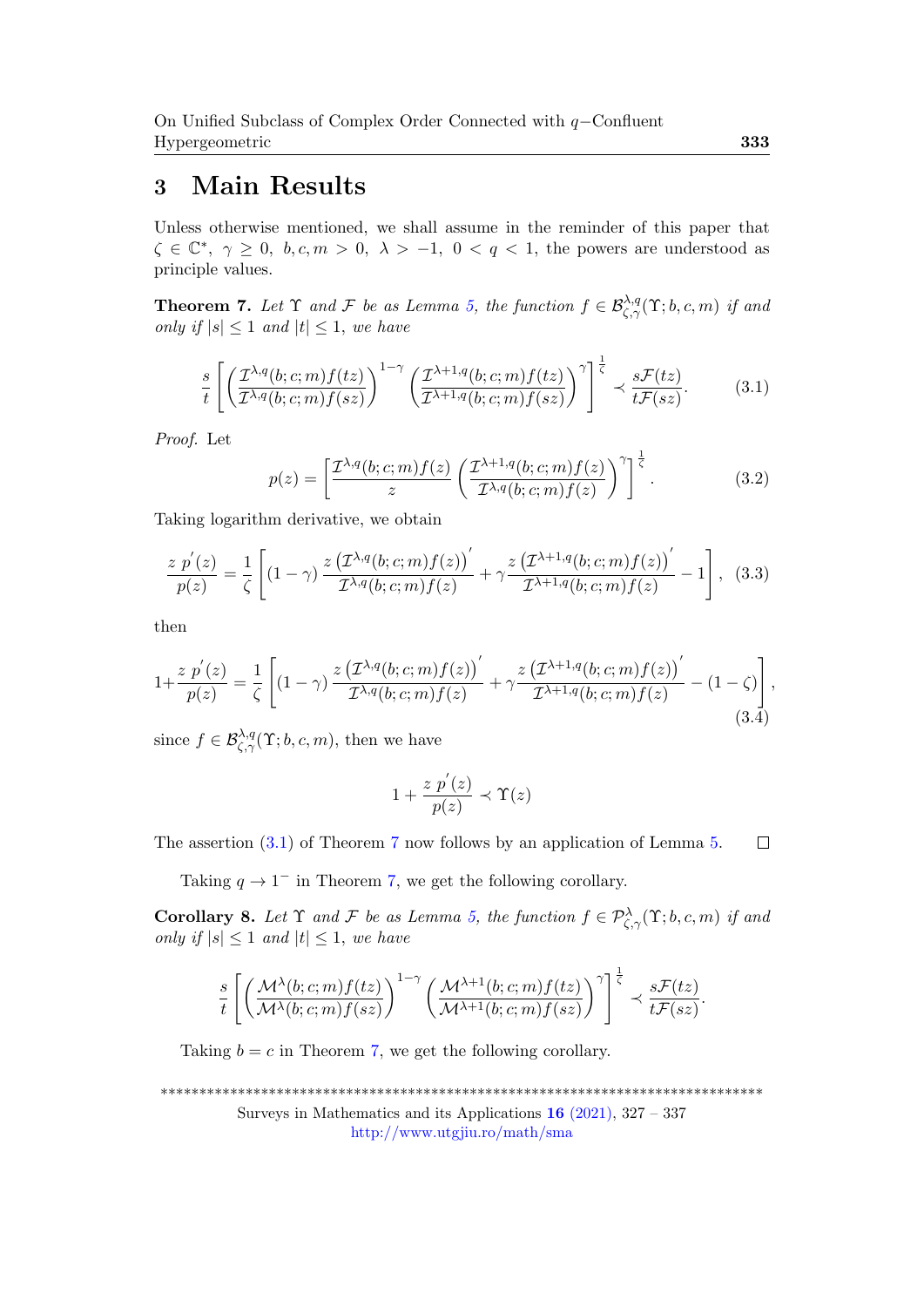## 3 Main Results

Unless otherwise mentioned, we shall assume in the reminder of this paper that $\zeta \in \mathbb{C}^*$, $\gamma \geq 0$, $b, c, m > 0$, $\lambda > -1$, $0 < q < 1$, the powers are understood as principle values.

**Theorem 7.** *Let $\Upsilon$ and $\mathcal{F}$ be as Lemma 5, the function $f \in \mathcal{B}^{\lambda,q}_{\zeta,\gamma}(\Upsilon; b, c, m)$ if and only if $|s| \leq 1$ and $|t| \leq 1$, we have*

$$\frac{s}{t}\left[\left(\frac{\mathcal{I}^{\lambda,q}(b;c;m)f(tz)}{\mathcal{I}^{\lambda,q}(b;c;m)f(sz)}\right)^{1-\gamma}\left(\frac{\mathcal{I}^{\lambda+1,q}(b;c;m)f(tz)}{\mathcal{I}^{\lambda+1,q}(b;c;m)f(sz)}\right)^{\gamma}\right]^{\frac{1}{\zeta}} \prec \frac{s\mathcal{F}(tz)}{t\mathcal{F}(sz)}. \tag{3.1}$$

*Proof.* Let

$$p(z) = \left[\frac{\mathcal{I}^{\lambda,q}(b;c;m)f(z)}{z}\left(\frac{\mathcal{I}^{\lambda+1,q}(b;c;m)f(z)}{\mathcal{I}^{\lambda,q}(b;c;m)f(z)}\right)^{\gamma}\right]^{\frac{1}{\zeta}}. \tag{3.2}$$

Taking logarithm derivative, we obtain

$$\frac{z\,p'(z)}{p(z)} = \frac{1}{\zeta}\left[(1-\gamma)\frac{z\left(\mathcal{I}^{\lambda,q}(b;c;m)f(z)\right)'}{\mathcal{I}^{\lambda,q}(b;c;m)f(z)} + \gamma\frac{z\left(\mathcal{I}^{\lambda+1,q}(b;c;m)f(z)\right)'}{\mathcal{I}^{\lambda+1,q}(b;c;m)f(z)} - 1\right], \tag{3.3}$$

then

$$1+\frac{z\,p'(z)}{p(z)} = \frac{1}{\zeta}\left[(1-\gamma)\frac{z\left(\mathcal{I}^{\lambda,q}(b;c;m)f(z)\right)'}{\mathcal{I}^{\lambda,q}(b;c;m)f(z)} + \gamma\frac{z\left(\mathcal{I}^{\lambda+1,q}(b;c;m)f(z)\right)'}{\mathcal{I}^{\lambda+1,q}(b;c;m)f(z)} - (1-\zeta)\right], \tag{3.4}$$

since $f \in \mathcal{B}^{\lambda,q}_{\zeta,\gamma}(\Upsilon; b, c, m)$, then we have

$$1 + \frac{z\,p'(z)}{p(z)} \prec \Upsilon(z)$$

The assertion (3.1) of Theorem 7 now follows by an application of Lemma 5. $\square$

Taking $q \to 1^-$ in Theorem 7, we get the following corollary.

**Corollary 8.** *Let $\Upsilon$ and $\mathcal{F}$ be as Lemma 5, the function $f \in \mathcal{P}^{\lambda}_{\zeta,\gamma}(\Upsilon; b, c, m)$ if and only if $|s| \leq 1$ and $|t| \leq 1$, we have*

$$\frac{s}{t}\left[\left(\frac{\mathcal{M}^{\lambda}(b;c;m)f(tz)}{\mathcal{M}^{\lambda}(b;c;m)f(sz)}\right)^{1-\gamma}\left(\frac{\mathcal{M}^{\lambda+1}(b;c;m)f(tz)}{\mathcal{M}^{\lambda+1}(b;c;m)f(sz)}\right)^{\gamma}\right]^{\frac{1}{\zeta}} \prec \frac{s\mathcal{F}(tz)}{t\mathcal{F}(sz)}.$$

Taking $b = c$ in Theorem 7, we get the following corollary.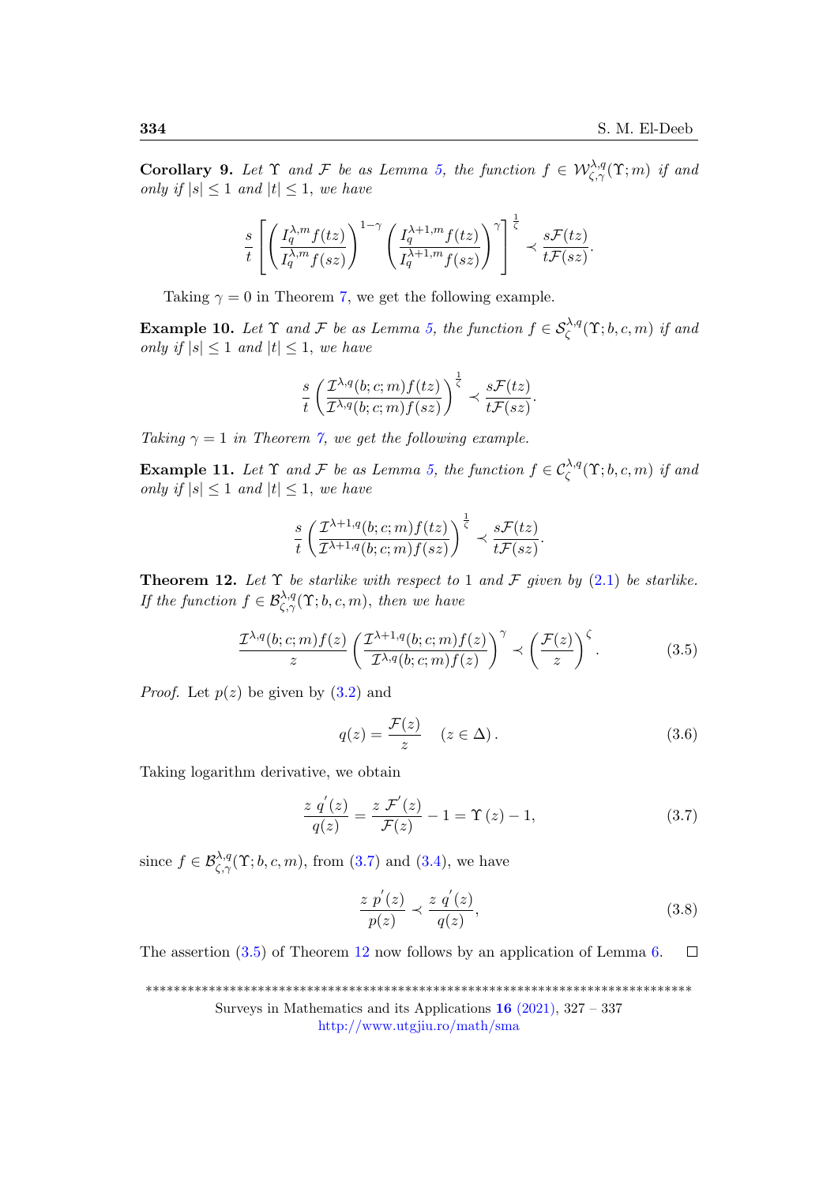**Corollary 9.** *Let $\Upsilon$ and $\mathcal{F}$ be as Lemma 5, the function $f \in \mathcal{W}_{\zeta,\gamma}^{\lambda,q}(\Upsilon;m)$ if and only if $|s| \leq 1$ and $|t| \leq 1$, we have*

$$\frac{s}{t}\left[\left(\frac{I_q^{\lambda,m}f(tz)}{I_q^{\lambda,m}f(sz)}\right)^{1-\gamma}\left(\frac{I_q^{\lambda+1,m}f(tz)}{I_q^{\lambda+1,m}f(sz)}\right)^{\gamma}\right]^{\frac{1}{\zeta}} \prec \frac{s\mathcal{F}(tz)}{t\mathcal{F}(sz)}.$$

Taking $\gamma = 0$ in Theorem 7, we get the following example.

**Example 10.** *Let $\Upsilon$ and $\mathcal{F}$ be as Lemma 5, the function $f \in \mathcal{S}_{\zeta}^{\lambda,q}(\Upsilon;b,c,m)$ if and only if $|s| \leq 1$ and $|t| \leq 1$, we have*

$$\frac{s}{t}\left(\frac{\mathcal{I}^{\lambda,q}(b;c;m)f(tz)}{\mathcal{I}^{\lambda,q}(b;c;m)f(sz)}\right)^{\frac{1}{\zeta}} \prec \frac{s\mathcal{F}(tz)}{t\mathcal{F}(sz)}.$$

*Taking $\gamma = 1$ in Theorem 7, we get the following example.*

**Example 11.** *Let $\Upsilon$ and $\mathcal{F}$ be as Lemma 5, the function $f \in \mathcal{C}_{\zeta}^{\lambda,q}(\Upsilon;b,c,m)$ if and only if $|s| \leq 1$ and $|t| \leq 1$, we have*

$$\frac{s}{t}\left(\frac{\mathcal{I}^{\lambda+1,q}(b;c;m)f(tz)}{\mathcal{I}^{\lambda+1,q}(b;c;m)f(sz)}\right)^{\frac{1}{\zeta}} \prec \frac{s\mathcal{F}(tz)}{t\mathcal{F}(sz)}.$$

**Theorem 12.** *Let $\Upsilon$ be starlike with respect to 1 and $\mathcal{F}$ given by (2.1) be starlike. If the function $f \in \mathcal{B}_{\zeta,\gamma}^{\lambda,q}(\Upsilon;b,c,m)$, then we have*

$$\frac{\mathcal{I}^{\lambda,q}(b;c;m)f(z)}{z}\left(\frac{\mathcal{I}^{\lambda+1,q}(b;c;m)f(z)}{\mathcal{I}^{\lambda,q}(b;c;m)f(z)}\right)^{\gamma} \prec \left(\frac{\mathcal{F}(z)}{z}\right)^{\zeta}. \tag{3.5}$$

*Proof.* Let $p(z)$ be given by (3.2) and

$$q(z) = \frac{\mathcal{F}(z)}{z} \quad (z \in \Delta). \tag{3.6}$$

Taking logarithm derivative, we obtain

$$\frac{z\, q^{'}(z)}{q(z)} = \frac{z\, \mathcal{F}^{'}(z)}{\mathcal{F}(z)} - 1 = \Upsilon(z) - 1, \tag{3.7}$$

since $f \in \mathcal{B}_{\zeta,\gamma}^{\lambda,q}(\Upsilon;b,c,m)$, from (3.7) and (3.4), we have

$$\frac{z\, p^{'}(z)}{p(z)} \prec \frac{z\, q^{'}(z)}{q(z)}, \tag{3.8}$$

The assertion (3.5) of Theorem 12 now follows by an application of Lemma 6. $\square$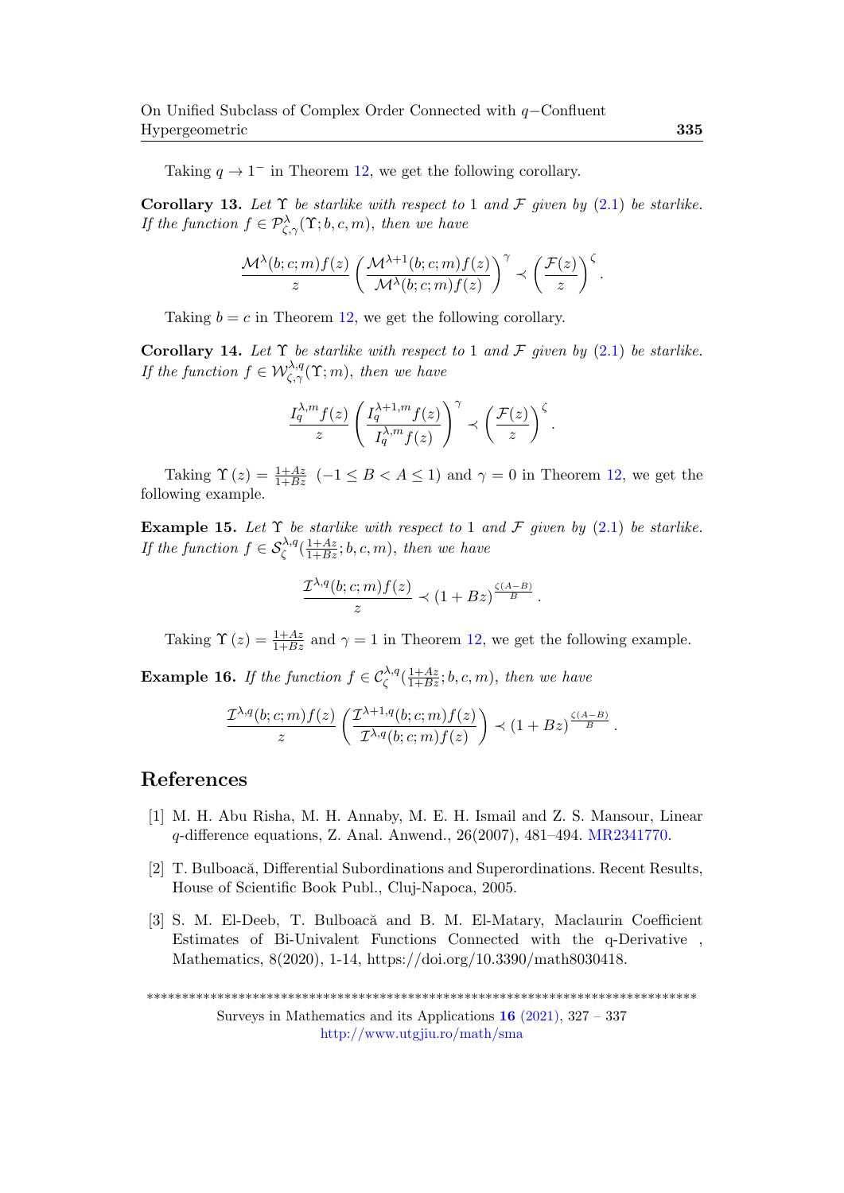Taking $q \to 1^-$ in Theorem 12, we get the following corollary.

**Corollary 13.** *Let $\Upsilon$ be starlike with respect to 1 and $\mathcal{F}$ given by (2.1) be starlike. If the function $f \in \mathcal{P}^{\lambda}_{\zeta,\gamma}(\Upsilon; b, c, m)$, then we have*

$$\frac{\mathcal{M}^{\lambda}(b;c;m)f(z)}{z}\left(\frac{\mathcal{M}^{\lambda+1}(b;c;m)f(z)}{\mathcal{M}^{\lambda}(b;c;m)f(z)}\right)^{\gamma} \prec \left(\frac{\mathcal{F}(z)}{z}\right)^{\zeta}.$$

Taking $b = c$ in Theorem 12, we get the following corollary.

**Corollary 14.** *Let $\Upsilon$ be starlike with respect to 1 and $\mathcal{F}$ given by (2.1) be starlike. If the function $f \in \mathcal{W}^{\lambda,q}_{\zeta,\gamma}(\Upsilon; m)$, then we have*

$$\frac{I_q^{\lambda,m}f(z)}{z}\left(\frac{I_q^{\lambda+1,m}f(z)}{I_q^{\lambda,m}f(z)}\right)^{\gamma} \prec \left(\frac{\mathcal{F}(z)}{z}\right)^{\zeta}.$$

Taking $\Upsilon(z) = \frac{1+Az}{1+Bz}$ $(-1 \leq B < A \leq 1)$ and $\gamma = 0$ in Theorem 12, we get the following example.

**Example 15.** *Let $\Upsilon$ be starlike with respect to 1 and $\mathcal{F}$ given by (2.1) be starlike. If the function $f \in \mathcal{S}^{\lambda,q}_{\zeta}(\frac{1+Az}{1+Bz}; b, c, m)$, then we have*

$$\frac{\mathcal{I}^{\lambda,q}(b;c;m)f(z)}{z} \prec (1+Bz)^{\frac{\zeta(A-B)}{B}}.$$

Taking $\Upsilon(z) = \frac{1+Az}{1+Bz}$ and $\gamma = 1$ in Theorem 12, we get the following example.

**Example 16.** *If the function $f \in \mathcal{C}^{\lambda,q}_{\zeta}(\frac{1+Az}{1+Bz}; b, c, m)$, then we have*

$$\frac{\mathcal{I}^{\lambda,q}(b;c;m)f(z)}{z}\left(\frac{\mathcal{I}^{\lambda+1,q}(b;c;m)f(z)}{\mathcal{I}^{\lambda,q}(b;c;m)f(z)}\right) \prec (1+Bz)^{\frac{\zeta(A-B)}{B}}.$$

# References

[1] M. H. Abu Risha, M. H. Annaby, M. E. H. Ismail and Z. S. Mansour, Linear $q$-difference equations, Z. Anal. Anwend., 26(2007), 481–494. MR2341770.

[2] T. Bulboacă, Differential Subordinations and Superordinations. Recent Results, House of Scientific Book Publ., Cluj-Napoca, 2005.

[3] S. M. El-Deeb, T. Bulboacă and B. M. El-Matary, Maclaurin Coefficient Estimates of Bi-Univalent Functions Connected with the q-Derivative , Mathematics, 8(2020), 1-14, https://doi.org/10.3390/math8030418.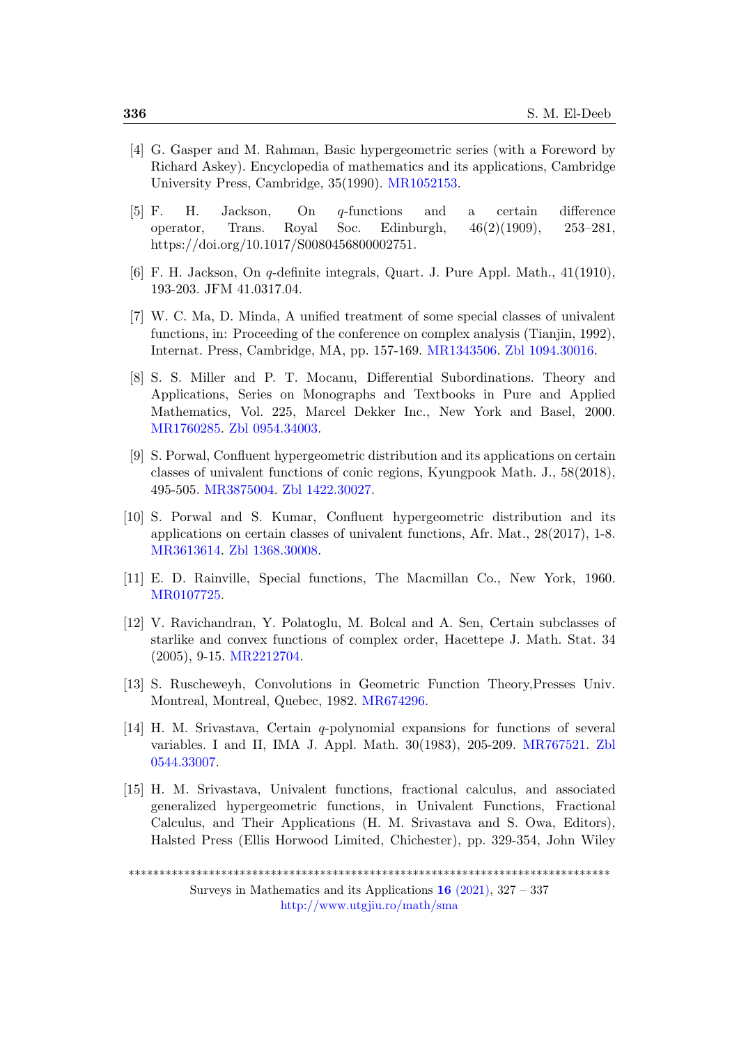[4] G. Gasper and M. Rahman, Basic hypergeometric series (with a Foreword by Richard Askey). Encyclopedia of mathematics and its applications, Cambridge University Press, Cambridge, 35(1990). MR1052153.

[5] F. H. Jackson, On $q$-functions and a certain difference operator, Trans. Royal Soc. Edinburgh, 46(2)(1909), 253–281, https://doi.org/10.1017/S0080456800002751.

[6] F. H. Jackson, On $q$-definite integrals, Quart. J. Pure Appl. Math., 41(1910), 193-203. JFM 41.0317.04.

[7] W. C. Ma, D. Minda, A unified treatment of some special classes of univalent functions, in: Proceeding of the conference on complex analysis (Tianjin, 1992), Internat. Press, Cambridge, MA, pp. 157-169. MR1343506. Zbl 1094.30016.

[8] S. S. Miller and P. T. Mocanu, Differential Subordinations. Theory and Applications, Series on Monographs and Textbooks in Pure and Applied Mathematics, Vol. 225, Marcel Dekker Inc., New York and Basel, 2000. MR1760285. Zbl 0954.34003.

[9] S. Porwal, Confluent hypergeometric distribution and its applications on certain classes of univalent functions of conic regions, Kyungpook Math. J., 58(2018), 495-505. MR3875004. Zbl 1422.30027.

[10] S. Porwal and S. Kumar, Confluent hypergeometric distribution and its applications on certain classes of univalent functions, Afr. Mat., 28(2017), 1-8. MR3613614. Zbl 1368.30008.

[11] E. D. Rainville, Special functions, The Macmillan Co., New York, 1960. MR0107725.

[12] V. Ravichandran, Y. Polatoglu, M. Bolcal and A. Sen, Certain subclasses of starlike and convex functions of complex order, Hacettepe J. Math. Stat. 34 (2005), 9-15. MR2212704.

[13] S. Ruscheweyh, Convolutions in Geometric Function Theory,Presses Univ. Montreal, Montreal, Quebec, 1982. MR674296.

[14] H. M. Srivastava, Certain $q$-polynomial expansions for functions of several variables. I and II, IMA J. Appl. Math. 30(1983), 205-209. MR767521. Zbl 0544.33007.

[15] H. M. Srivastava, Univalent functions, fractional calculus, and associated generalized hypergeometric functions, in Univalent Functions, Fractional Calculus, and Their Applications (H. M. Srivastava and S. Owa, Editors), Halsted Press (Ellis Horwood Limited, Chichester), pp. 329-354, John Wiley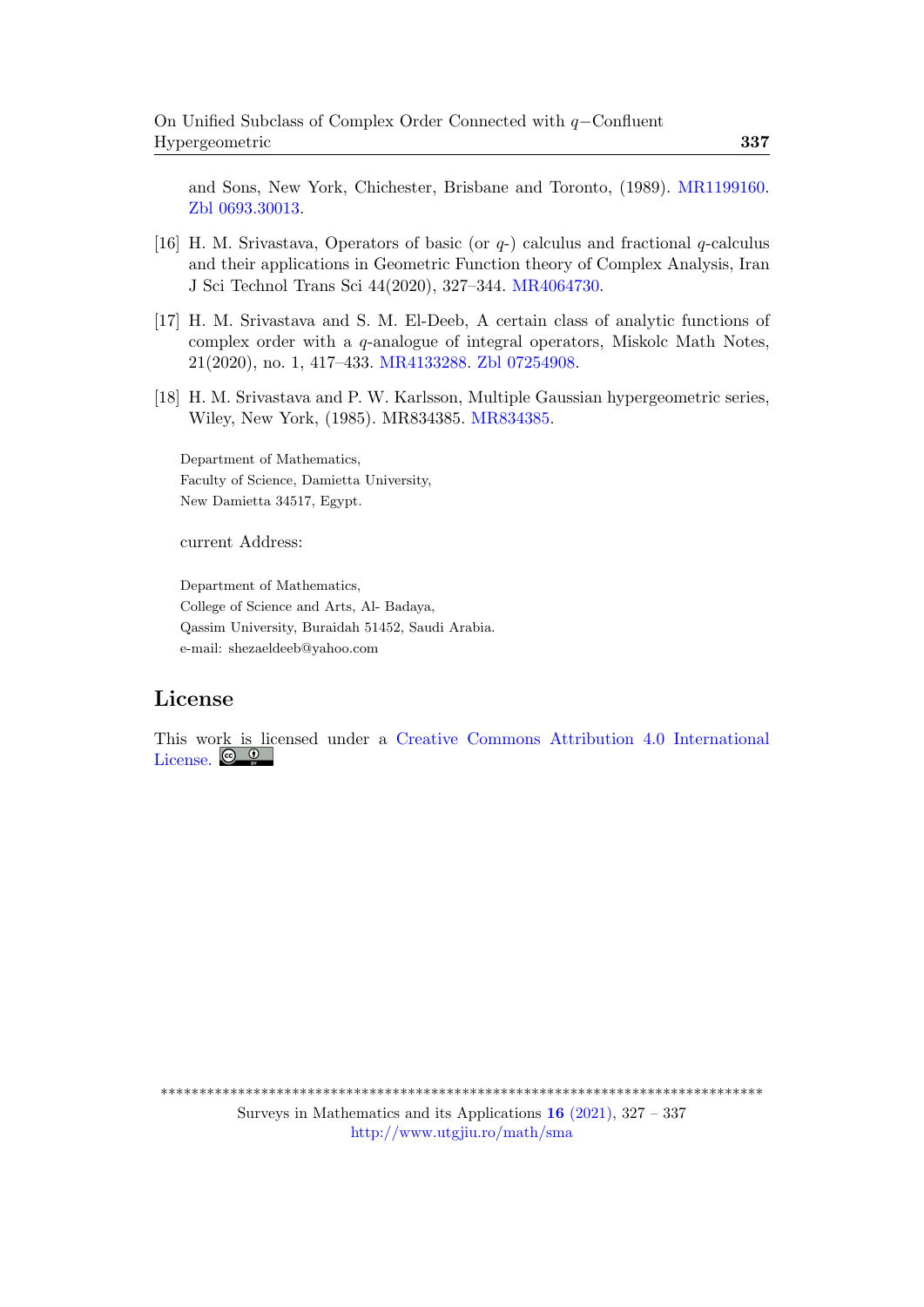and Sons, New York, Chichester, Brisbane and Toronto, (1989). MR1199160. Zbl 0693.30013.

[16] H. M. Srivastava, Operators of basic (or $q$-) calculus and fractional $q$-calculus and their applications in Geometric Function theory of Complex Analysis, Iran J Sci Technol Trans Sci 44(2020), 327–344. MR4064730.

[17] H. M. Srivastava and S. M. El-Deeb, A certain class of analytic functions of complex order with a $q$-analogue of integral operators, Miskolc Math Notes, 21(2020), no. 1, 417–433. MR4133288. Zbl 07254908.

[18] H. M. Srivastava and P. W. Karlsson, Multiple Gaussian hypergeometric series, Wiley, New York, (1985). MR834385. MR834385.

Department of Mathematics,
Faculty of Science, Damietta University,
New Damietta 34517, Egypt.

current Address:

Department of Mathematics,
College of Science and Arts, Al- Badaya,
Qassim University, Buraidah 51452, Saudi Arabia.
e-mail: shezaeldeeb@yahoo.com

## License

This work is licensed under a Creative Commons Attribution 4.0 International License.